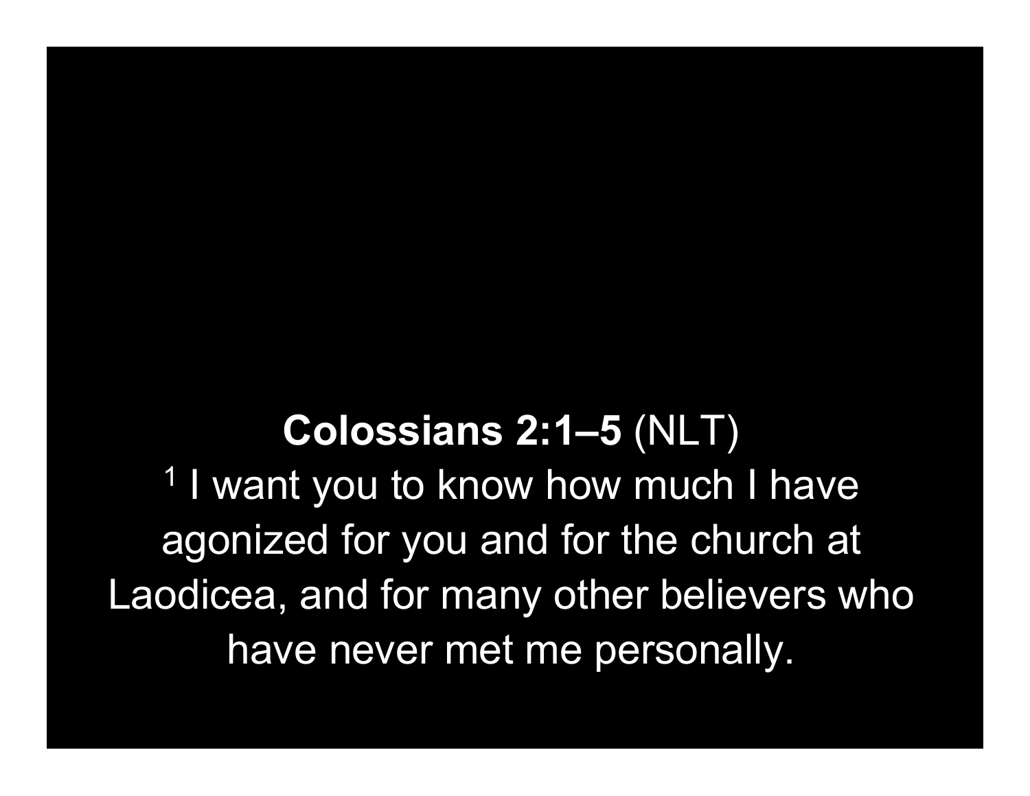**Colossians 2:1–5** (NLT)

[1] I want you to know how much I have agonized for you and for the church at Laodicea, and for many other believers who have never met me personally.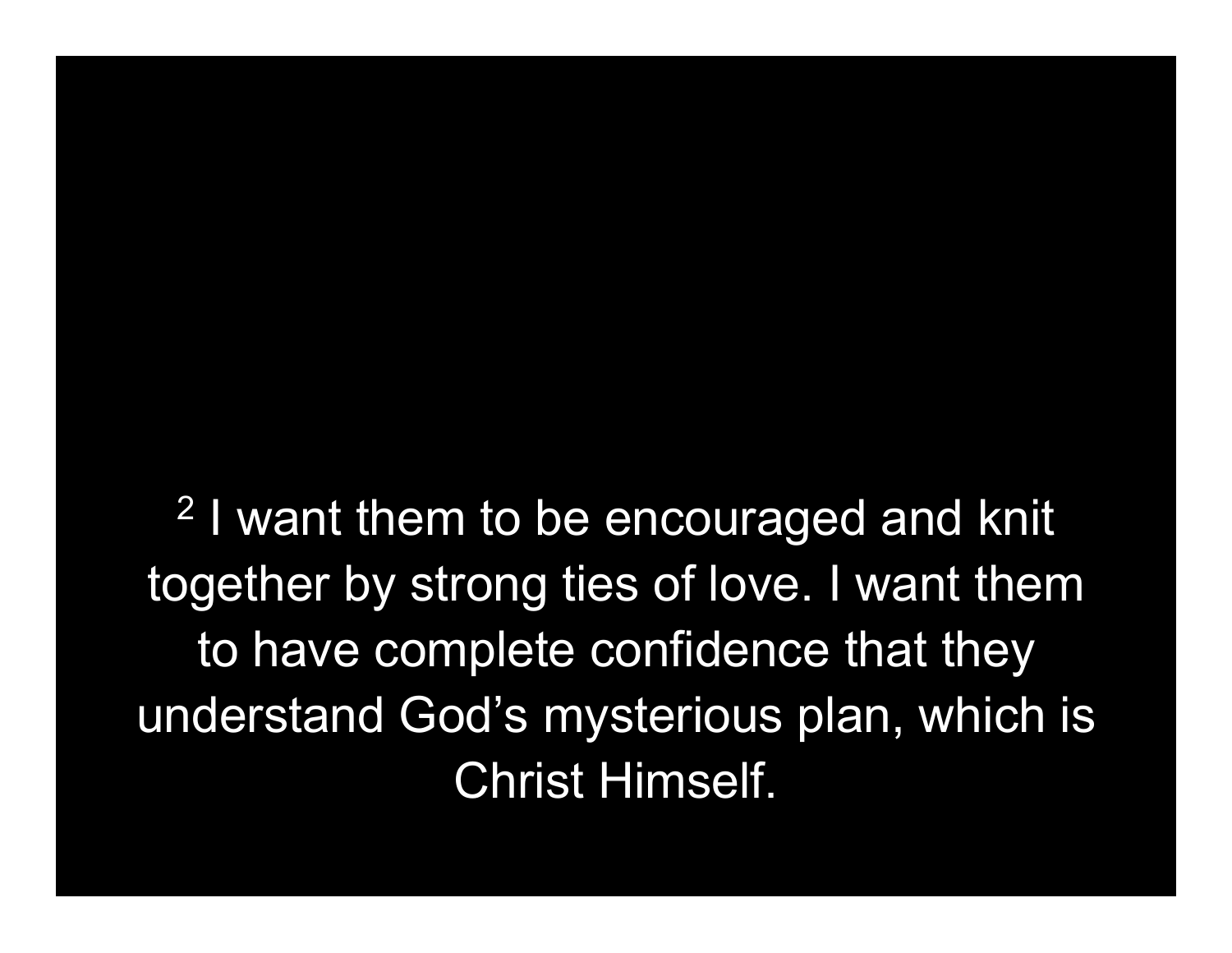[2] I want them to be encouraged and knit together by strong ties of love. I want them to have complete confidence that they understand God's mysterious plan, which is Christ Himself.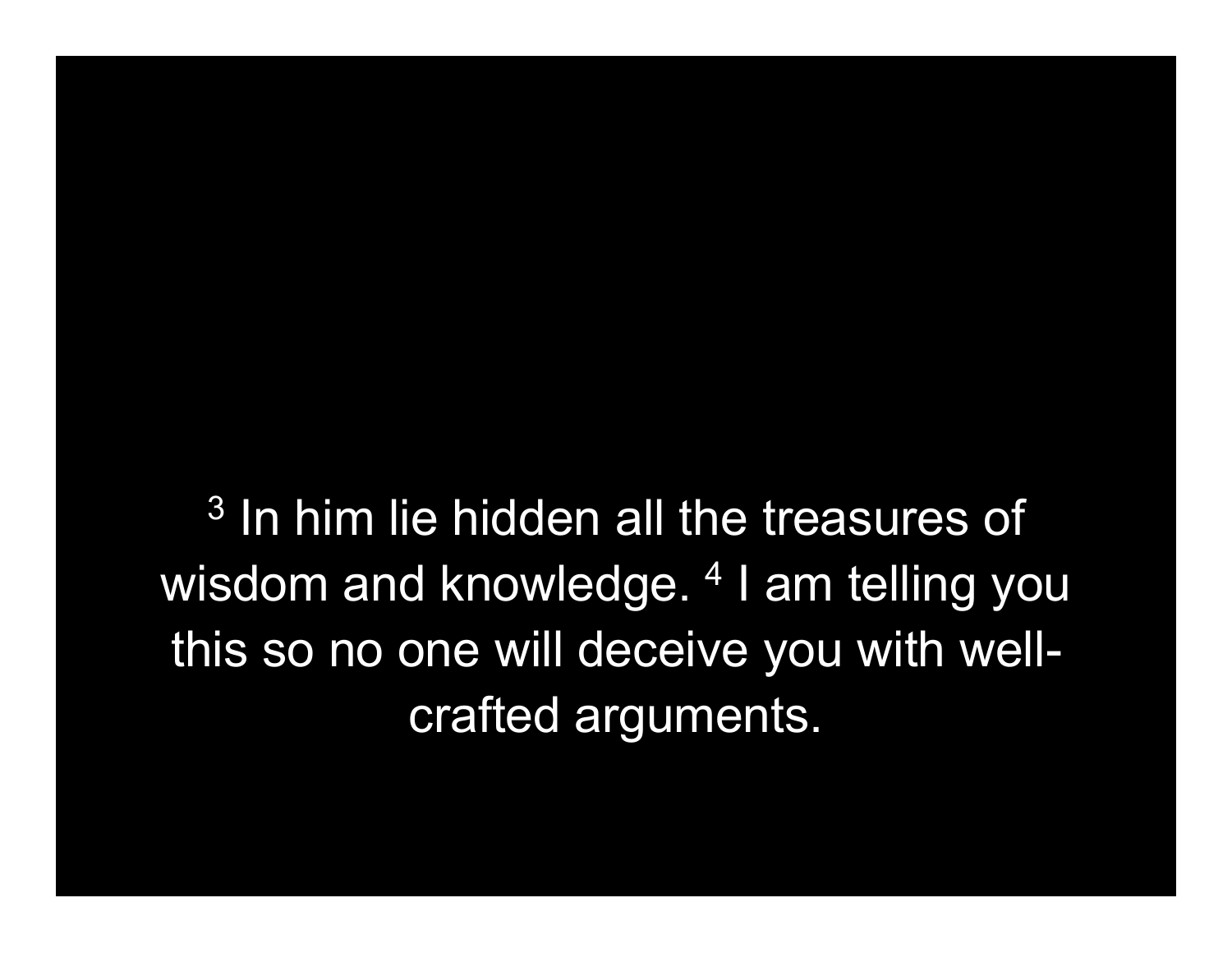[3] In him lie hidden all the treasures of wisdom and knowledge. [4] I am telling you this so no one will deceive you with well-crafted arguments.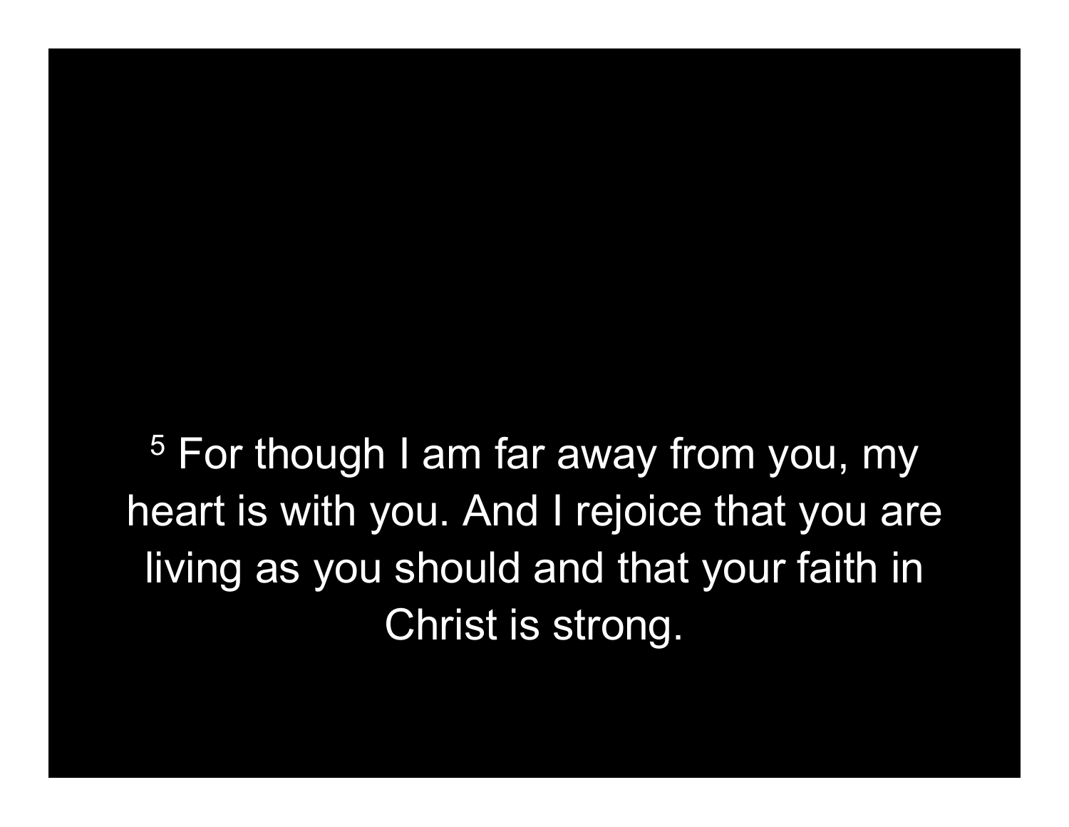[5] For though I am far away from you, my heart is with you. And I rejoice that you are living as you should and that your faith in Christ is strong.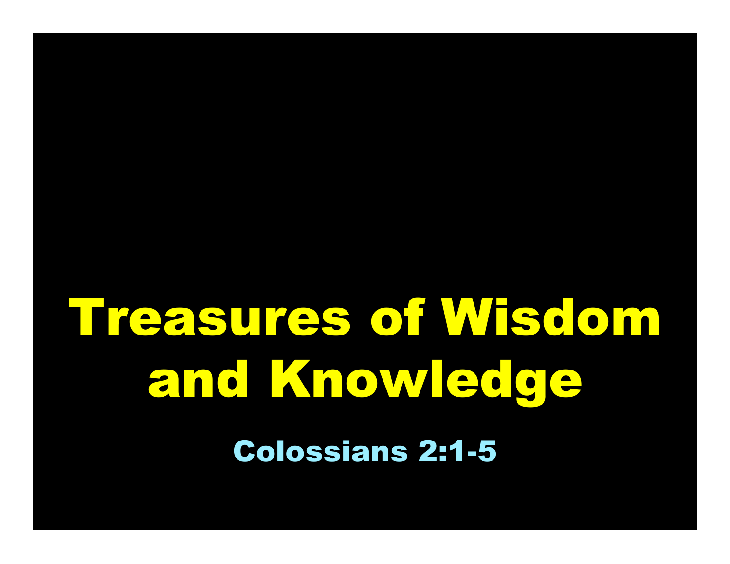# Treasures of Wisdom and Knowledge

Colossians 2:1-5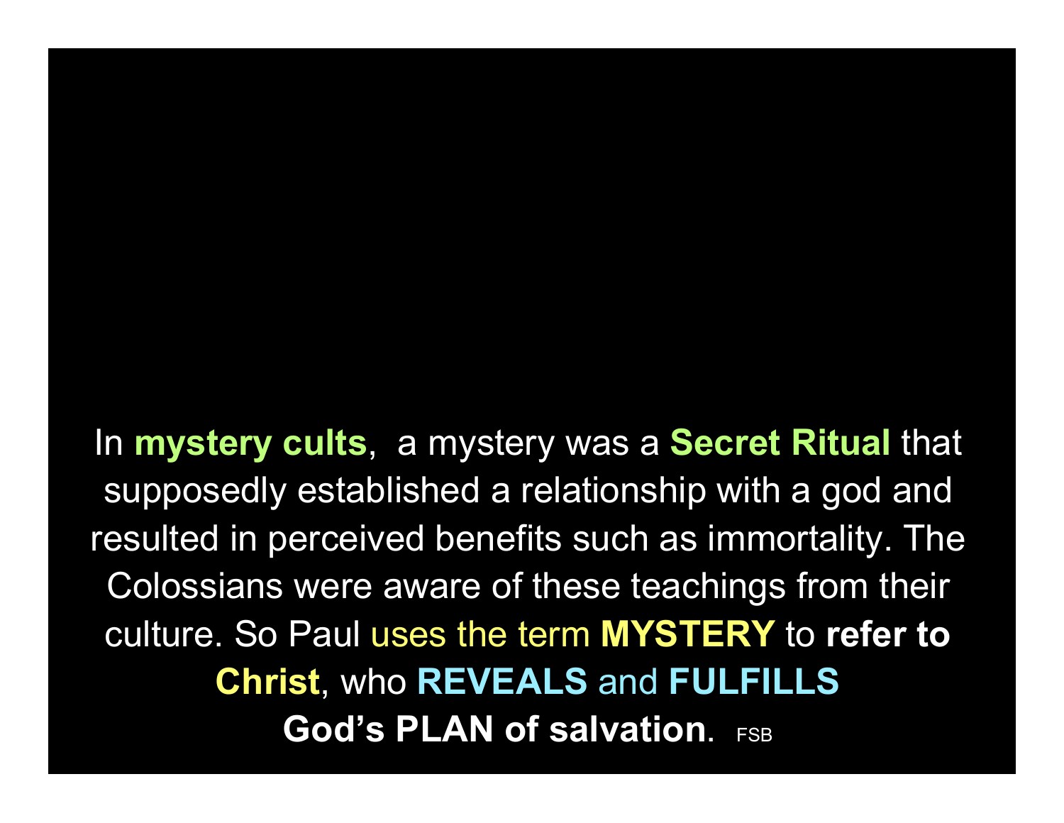In **mystery cults**, a mystery was a **Secret Ritual** that supposedly established a relationship with a god and resulted in perceived benefits such as immortality. The Colossians were aware of these teachings from their culture. So Paul uses the term **MYSTERY** to **refer to Christ**, who **REVEALS** and **FULFILLS God's PLAN of salvation**. FSB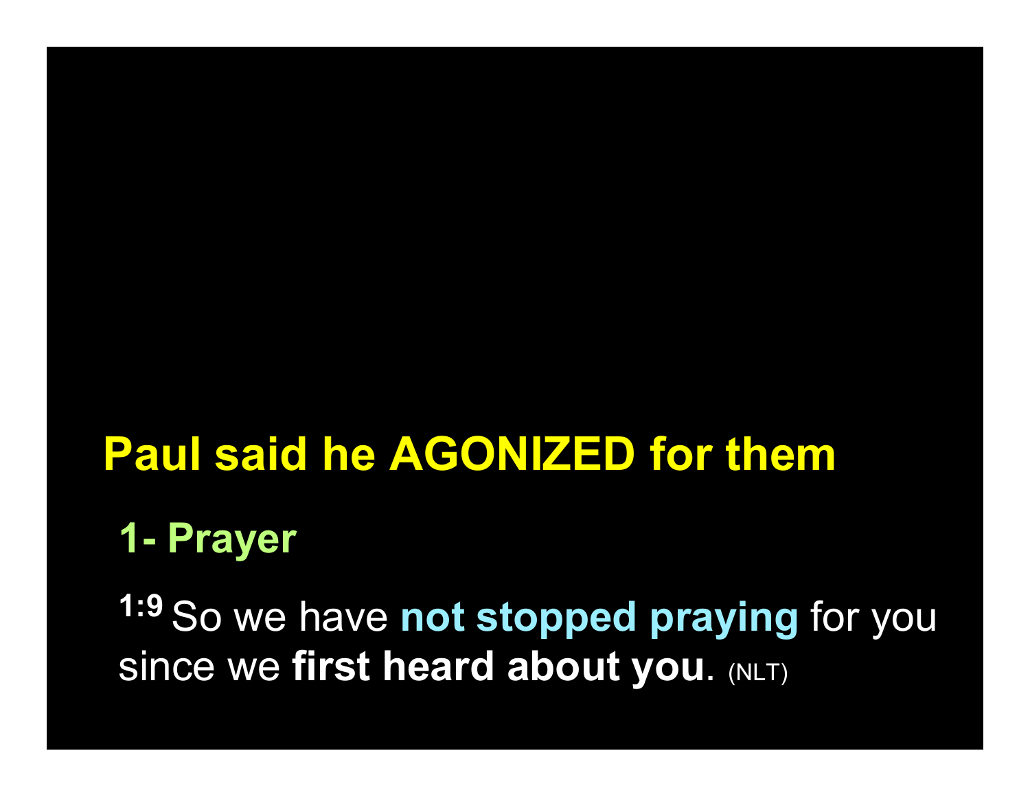# Paul said he AGONIZED for them

## 1- Prayer

1:9 So we have **not stopped praying** for you since we **first heard about you**. (NLT)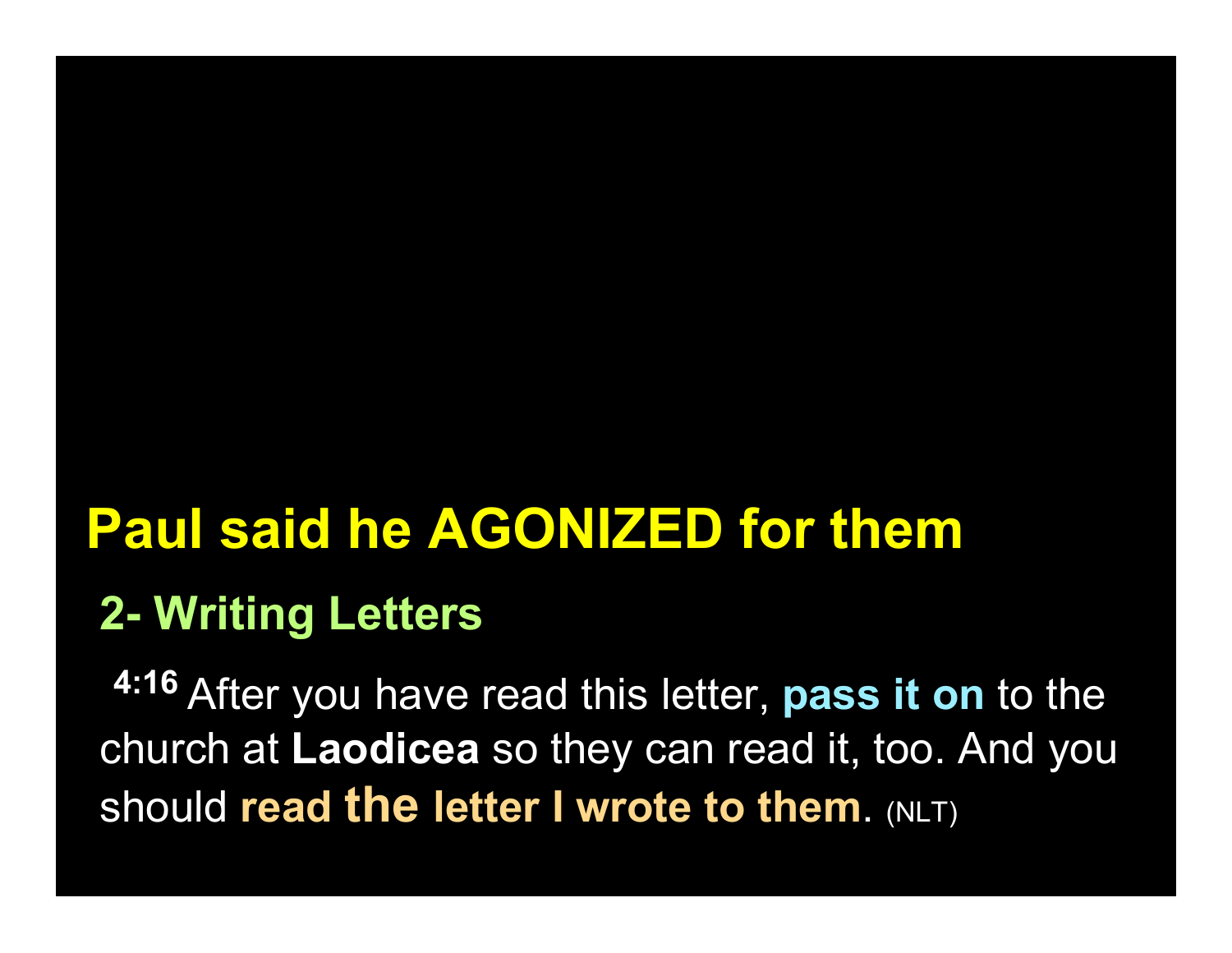# Paul said he AGONIZED for them

## 2- Writing Letters

**4:16** After you have read this letter, **pass it on** to the church at **Laodicea** so they can read it, too. And you should **read the letter I wrote to them**. (NLT)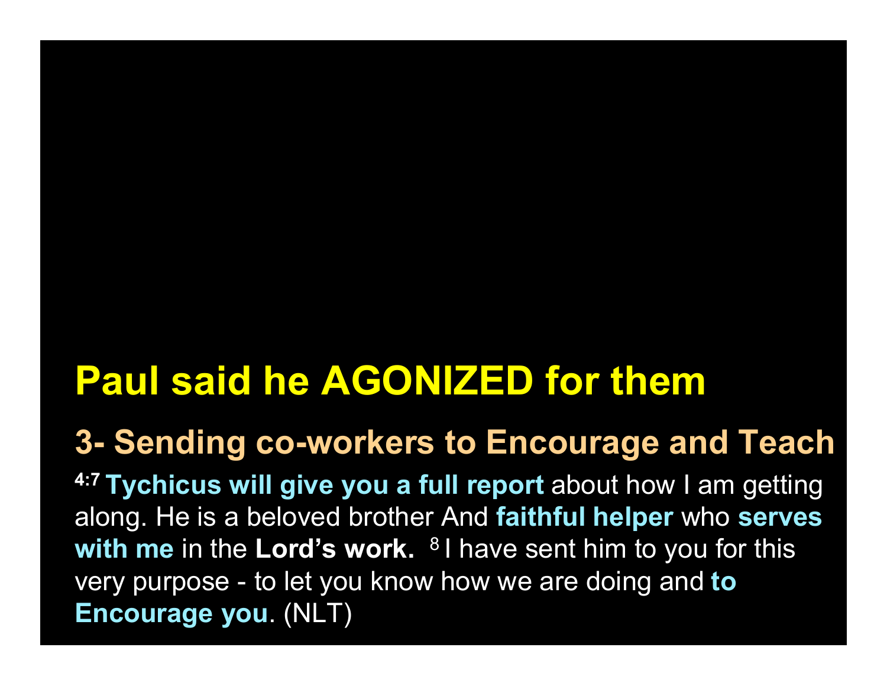# Paul said he AGONIZED for them

## 3- Sending co-workers to Encourage and Teach

4:7 **Tychicus will give you a full report** about how I am getting along. He is a beloved brother And **faithful helper** who **serves with me** in the **Lord's work.** 8 I have sent him to you for this very purpose - to let you know how we are doing and **to Encourage you**. (NLT)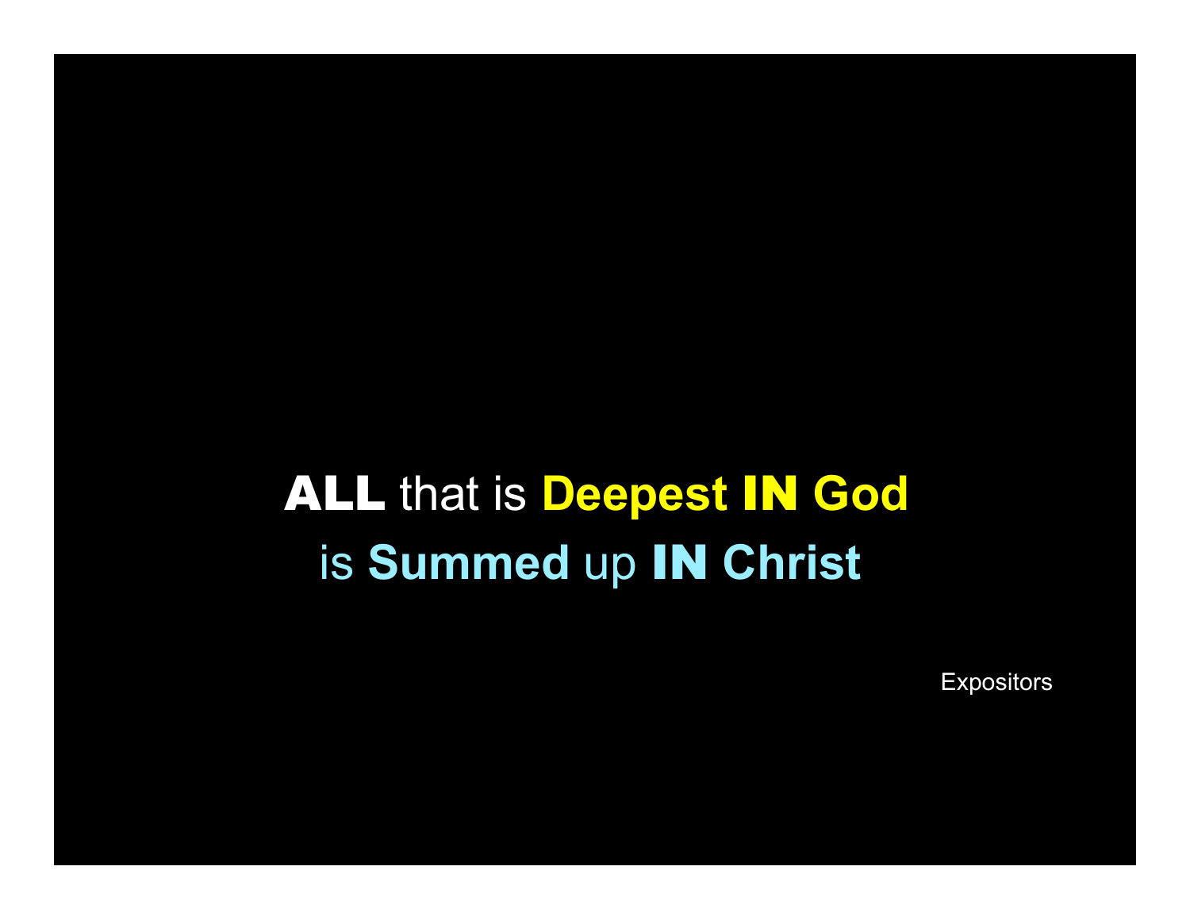**ALL** that is **Deepest IN God**
is **Summed** up **IN Christ**

Expositors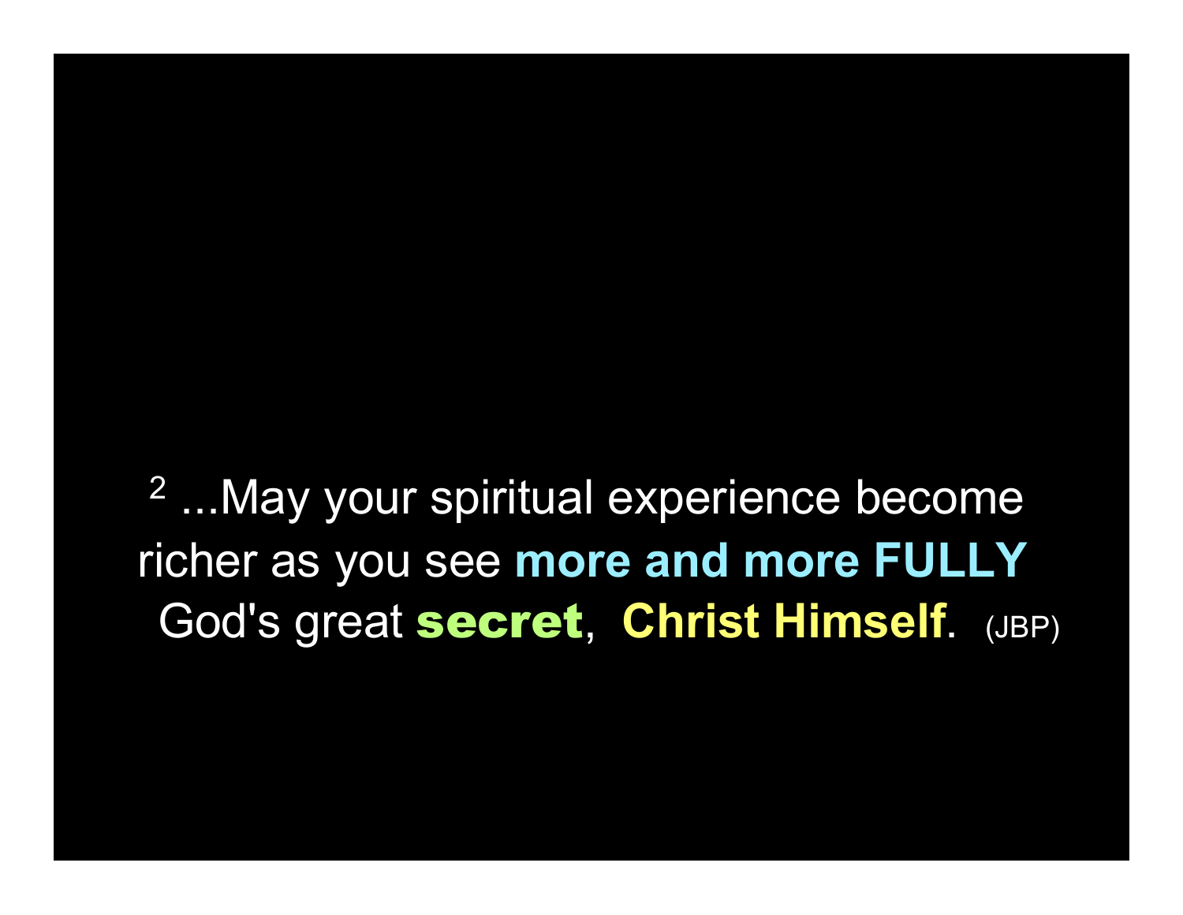[2] ...May your spiritual experience become richer as you see **more and more FULLY** God's great **secret**, **Christ Himself**. (JBP)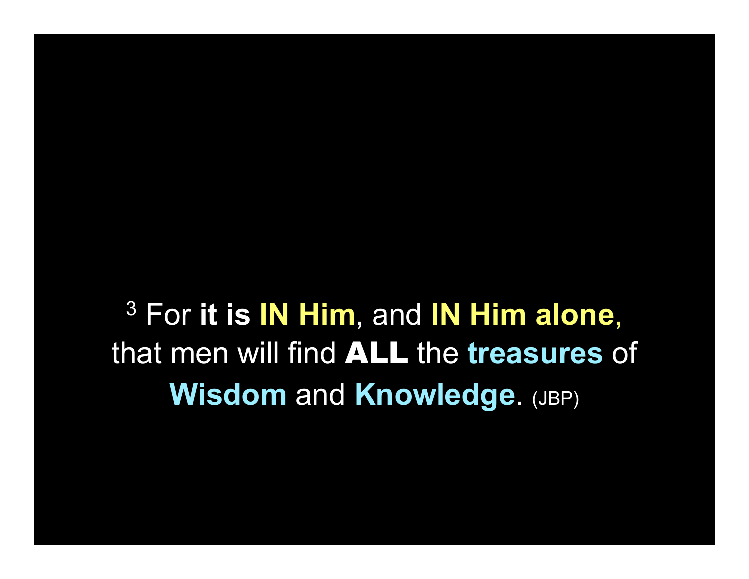[3] For **it is IN Him**, and **IN Him alone**, that men will find **ALL** the **treasures** of **Wisdom** and **Knowledge**. (JBP)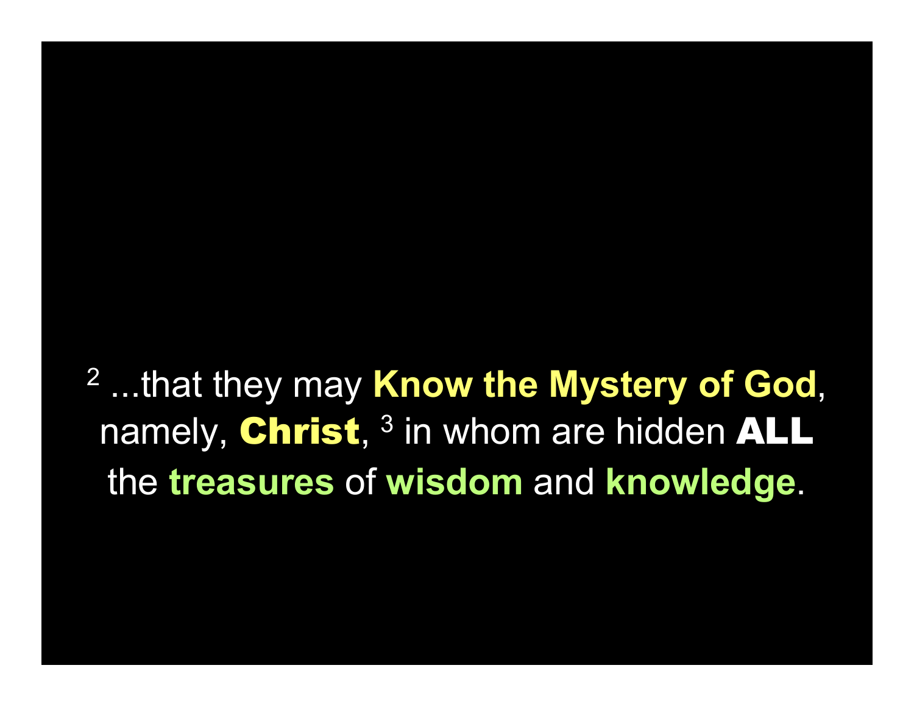[2] ...that they may **Know the Mystery of God**, namely, **Christ**, [3] in whom are hidden **ALL** the **treasures** of **wisdom** and **knowledge**.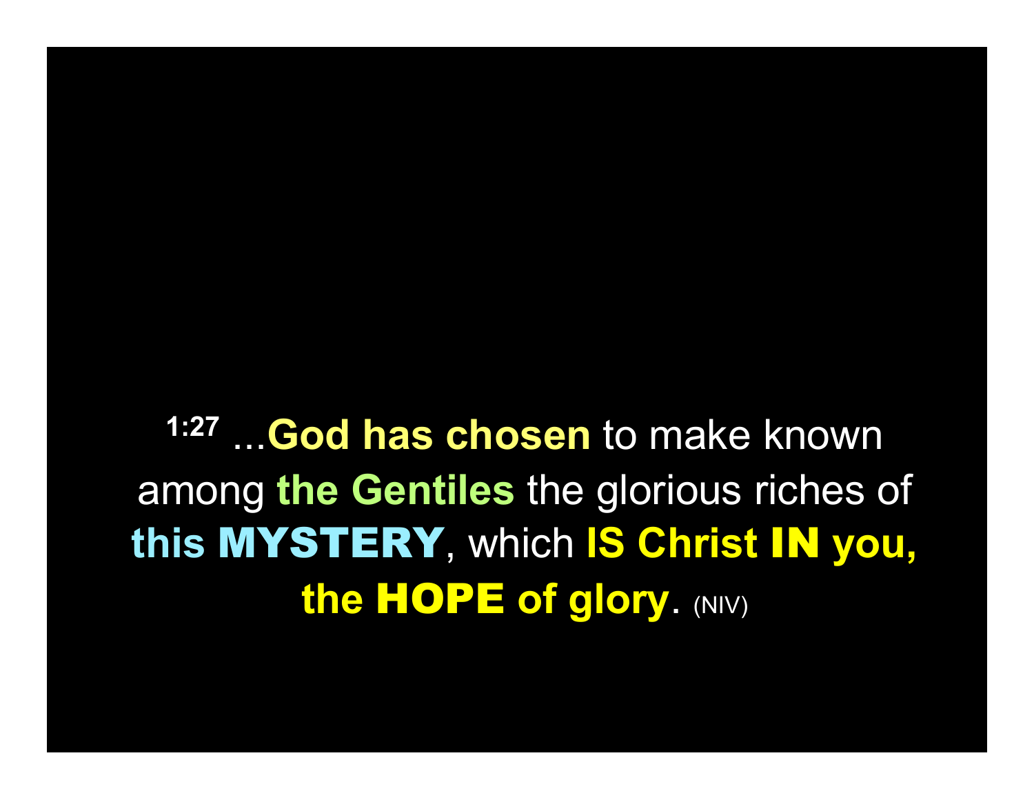[1:27] ...**God has chosen** to make known among **the Gentiles** the glorious riches of **this MYSTERY**, which **IS Christ IN you, the HOPE of glory**. (NIV)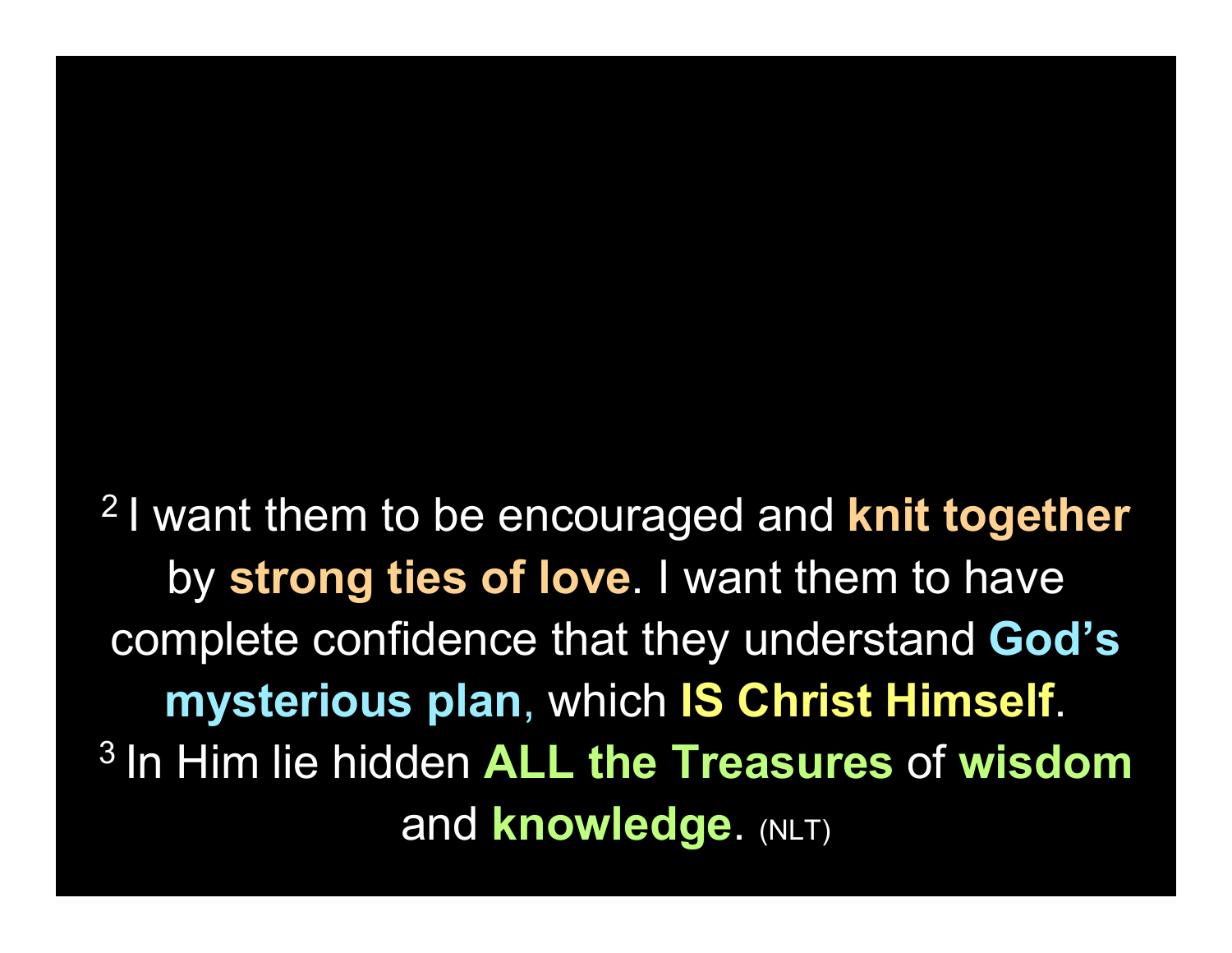[2] I want them to be encouraged and **knit together** by **strong ties of love**. I want them to have complete confidence that they understand **God's mysterious plan**, which **IS Christ Himself**.
[3] In Him lie hidden **ALL the Treasures** of **wisdom** and **knowledge**. (NLT)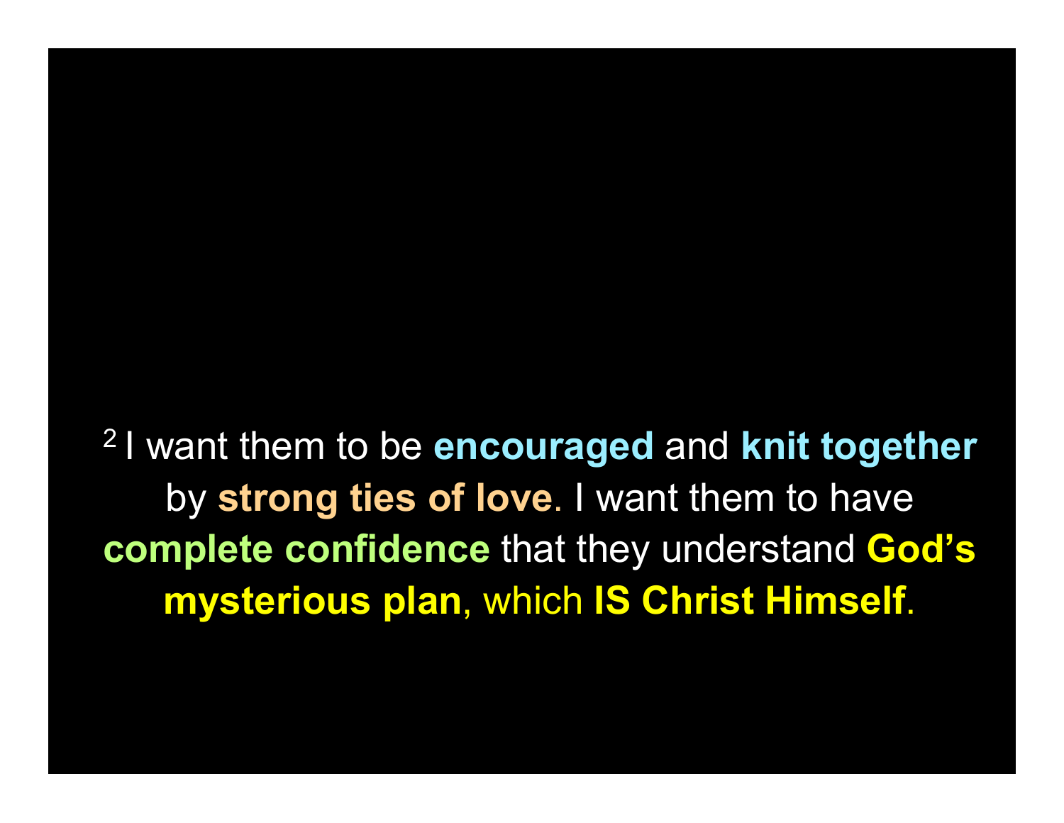[2] I want them to be **encouraged** and **knit together** by **strong ties of love**. I want them to have **complete confidence** that they understand **God's mysterious plan**, which **IS Christ Himself**.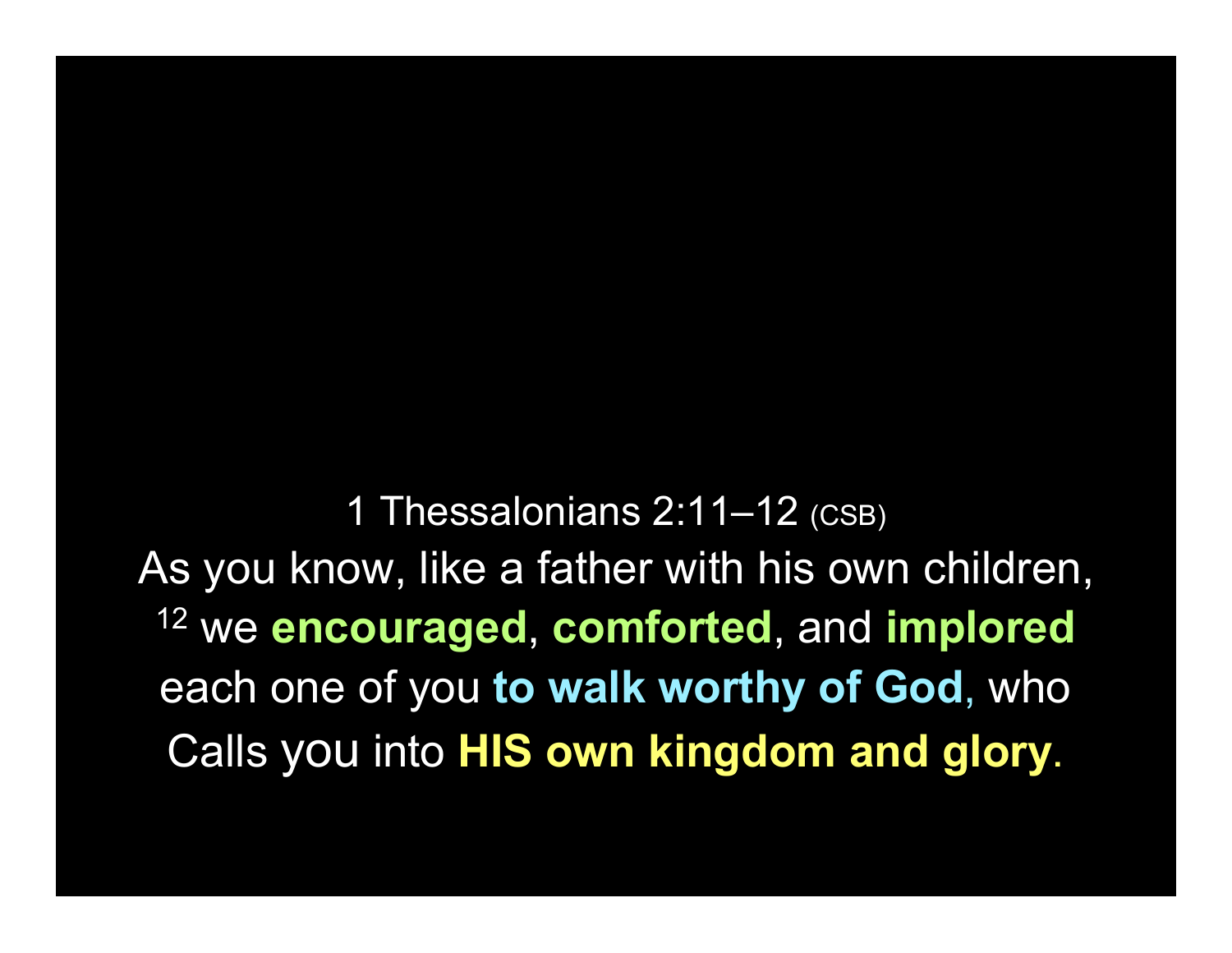1 Thessalonians 2:11–12 (CSB)

As you know, like a father with his own children, [12] we **encouraged**, **comforted**, and **implored** each one of you **to walk worthy of God**, who Calls you into **HIS own kingdom and glory**.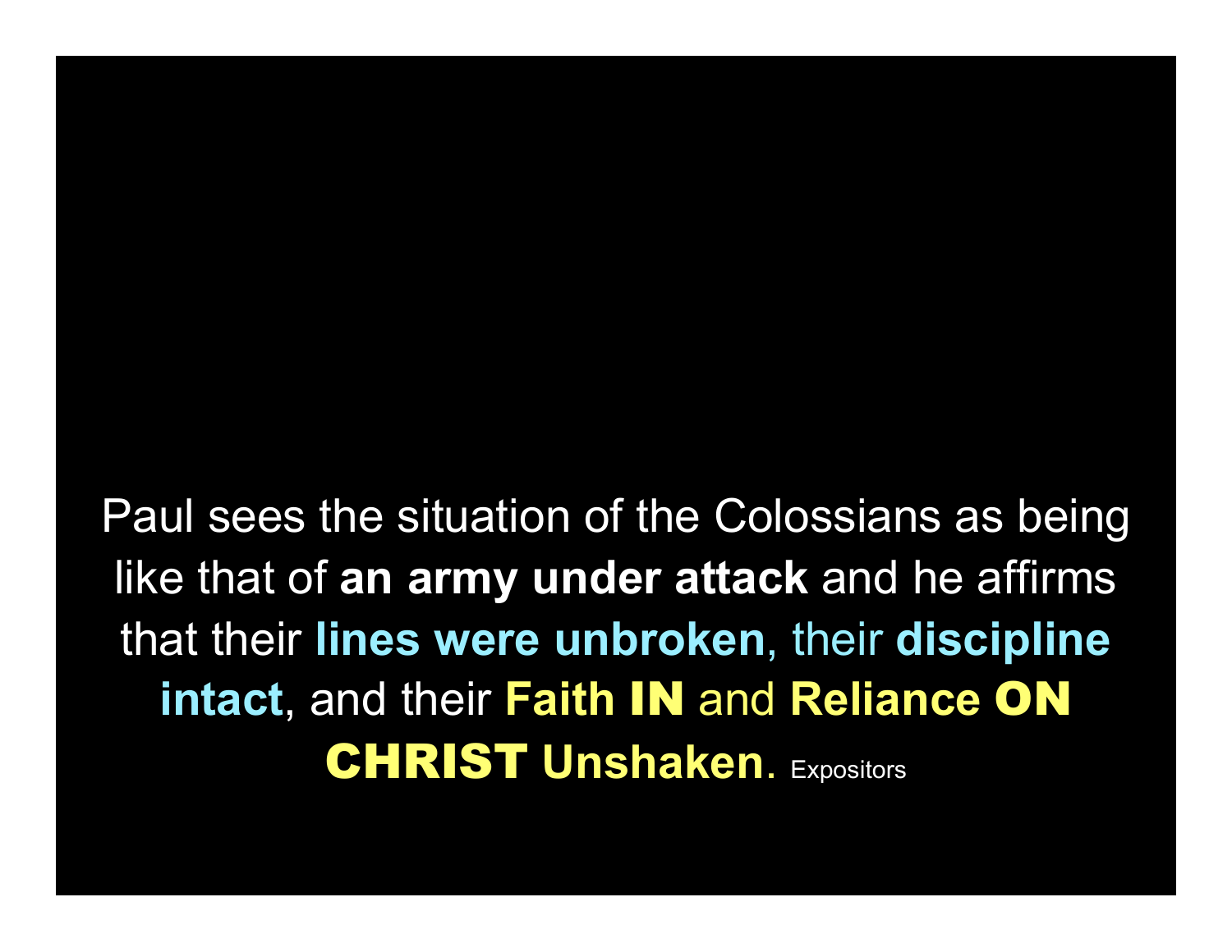Paul sees the situation of the Colossians as being like that of **an army under attack** and he affirms that their **lines were unbroken**, their **discipline intact**, and their **Faith IN** and **Reliance ON CHRIST Unshaken**. Expositors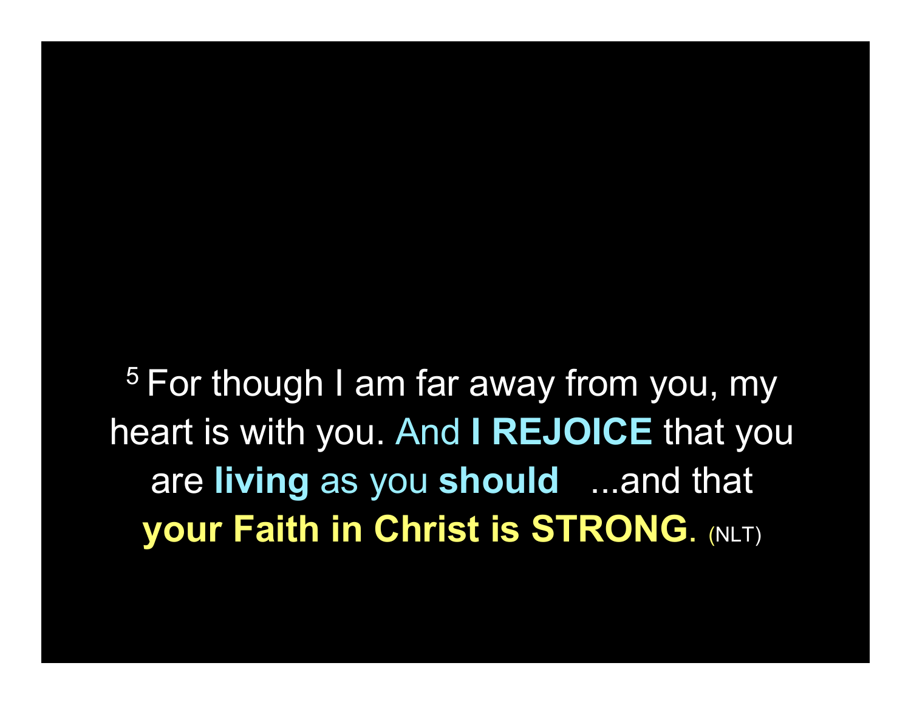[5] For though I am far away from you, my heart is with you. And **I REJOICE** that you are **living** as you **should** ...and that **your Faith in Christ is STRONG**. (NLT)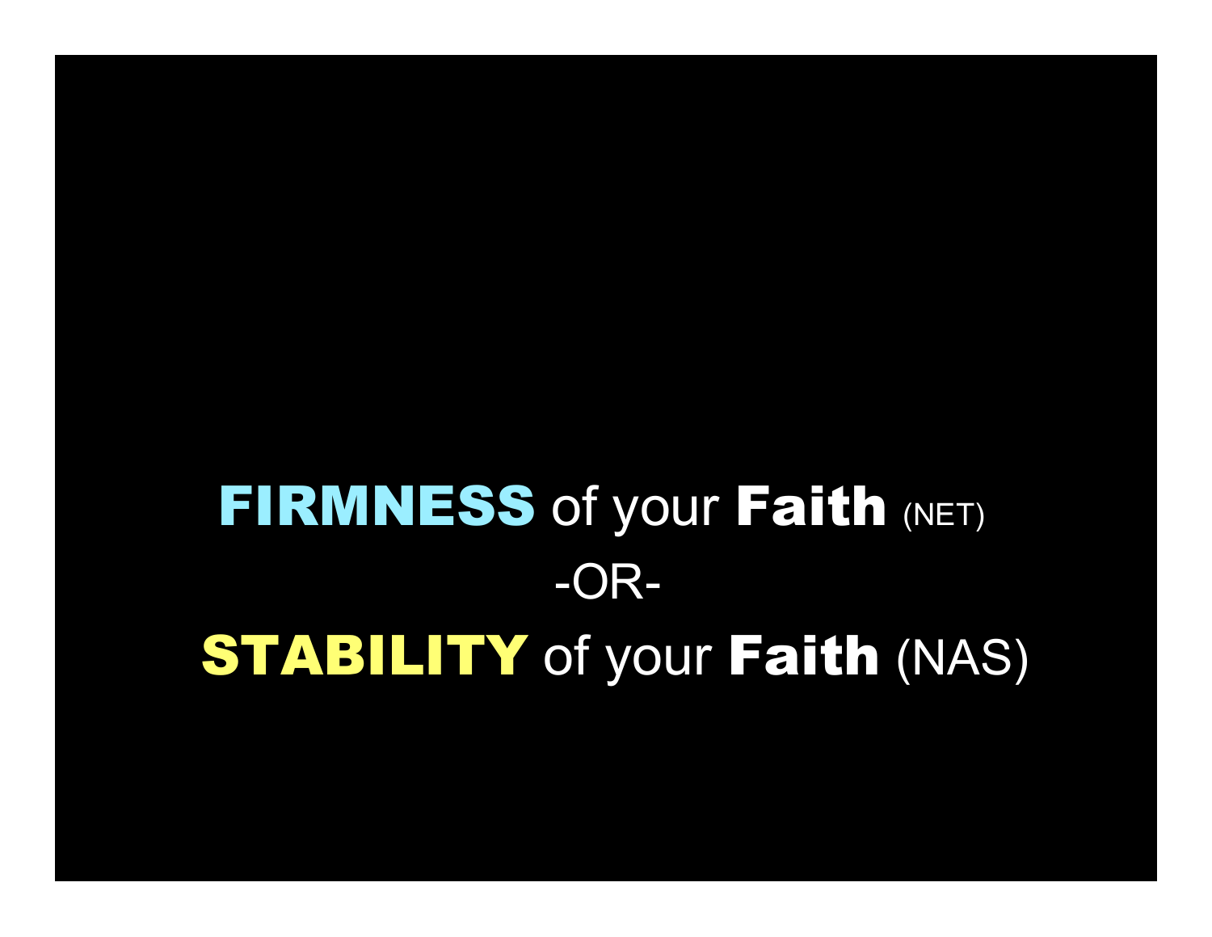**FIRMNESS** of your **Faith** (NET)

-OR-

**STABILITY** of your **Faith** (NAS)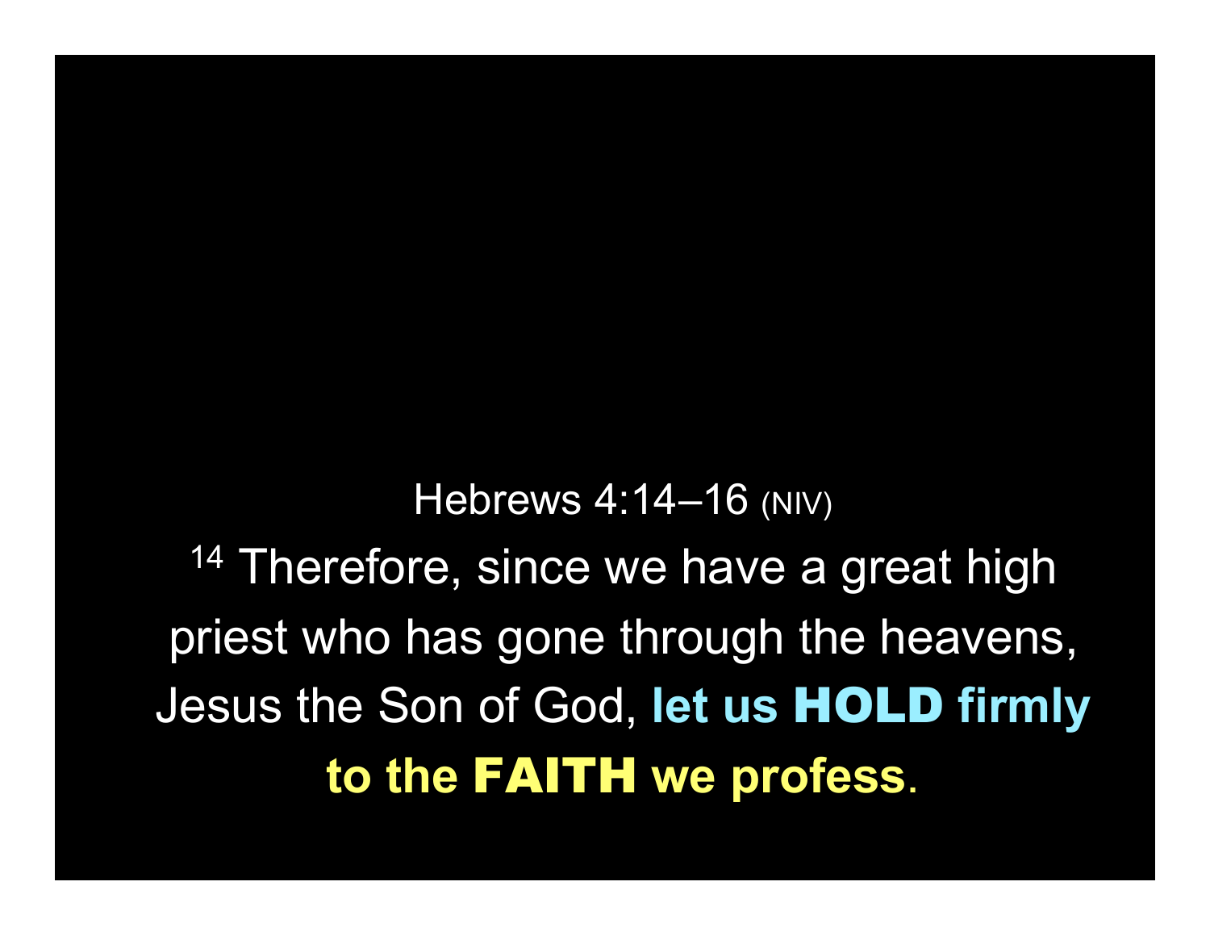Hebrews 4:14–16 (NIV)

[14] Therefore, since we have a great high priest who has gone through the heavens, Jesus the Son of God, **let us HOLD firmly to the FAITH we profess**.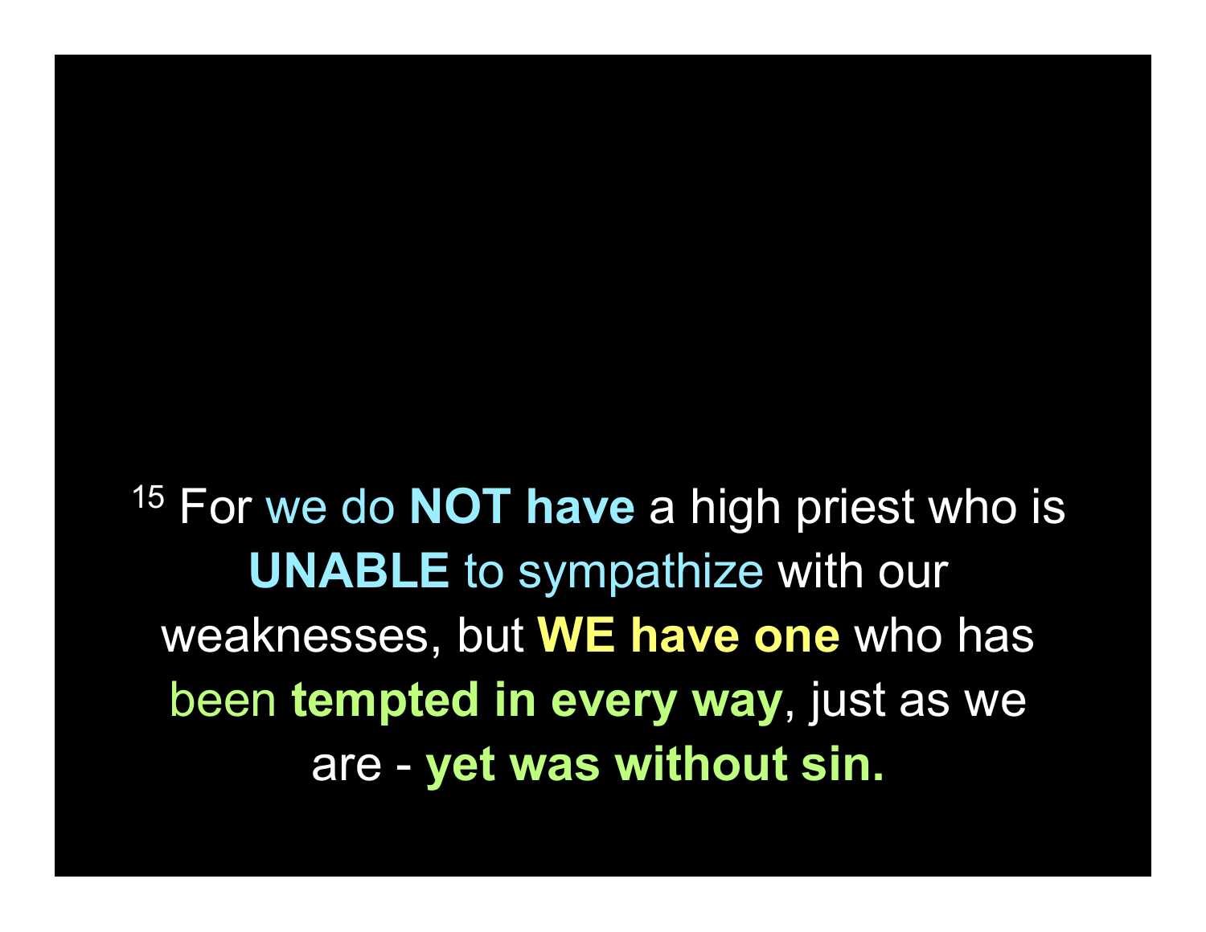[15] For we do **NOT have** a high priest who is **UNABLE** to sympathize with our weaknesses, but **WE have one** who has been **tempted in every way**, just as we are - **yet was without sin.**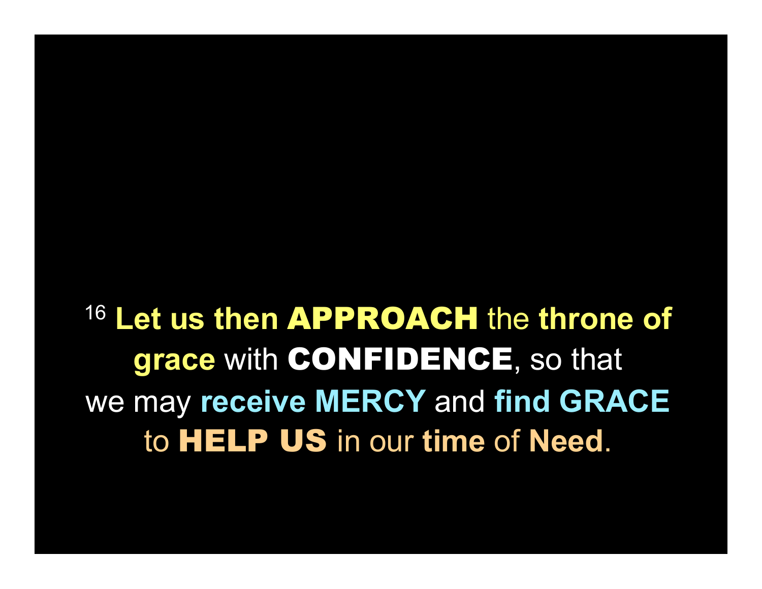[16] **Let us then APPROACH** the **throne of grace** with **CONFIDENCE**, so that we may **receive MERCY** and **find GRACE** to **HELP US** in our **time** of **Need**.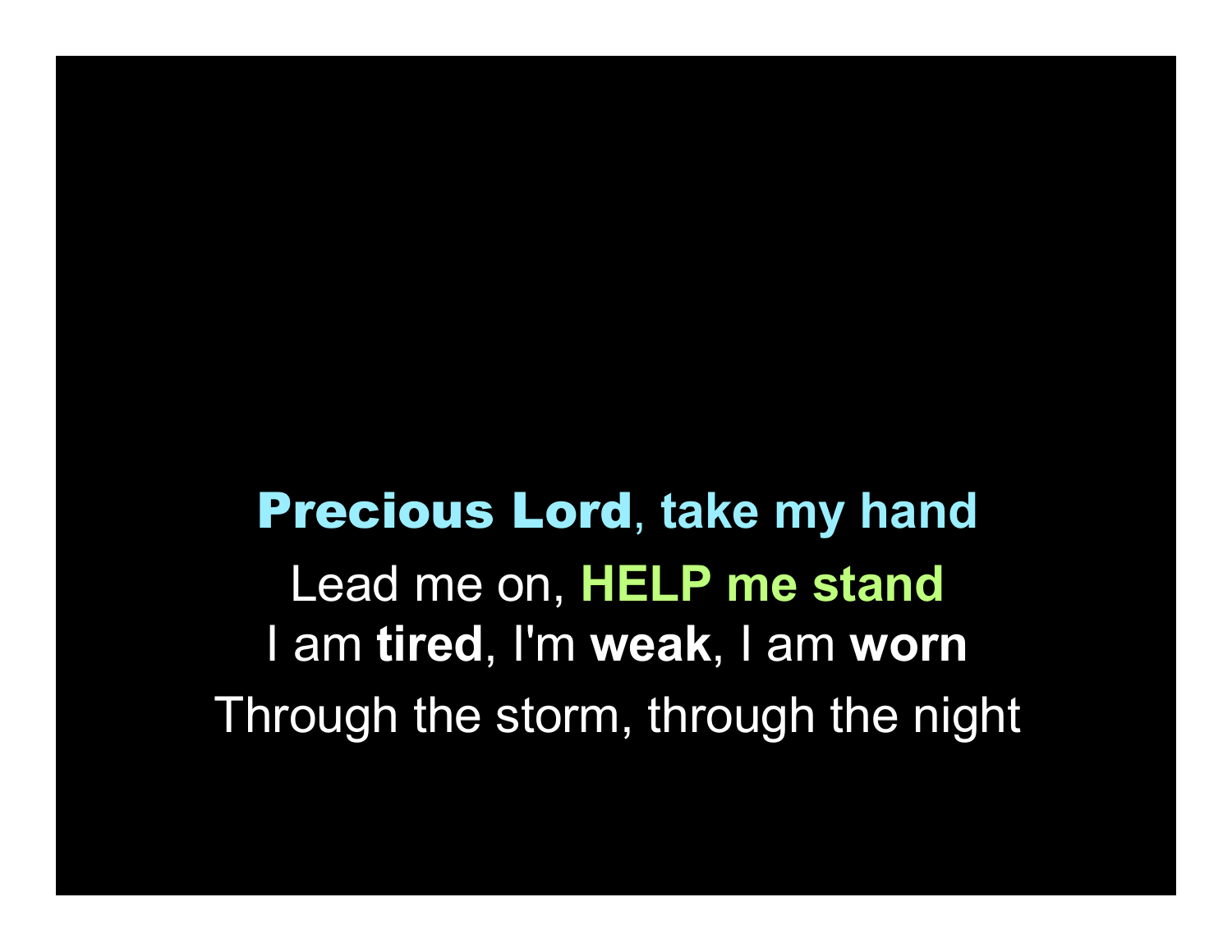**Precious Lord, take my hand**

Lead me on, **HELP me stand**

I am **tired**, I'm **weak**, I am **worn**

Through the storm, through the night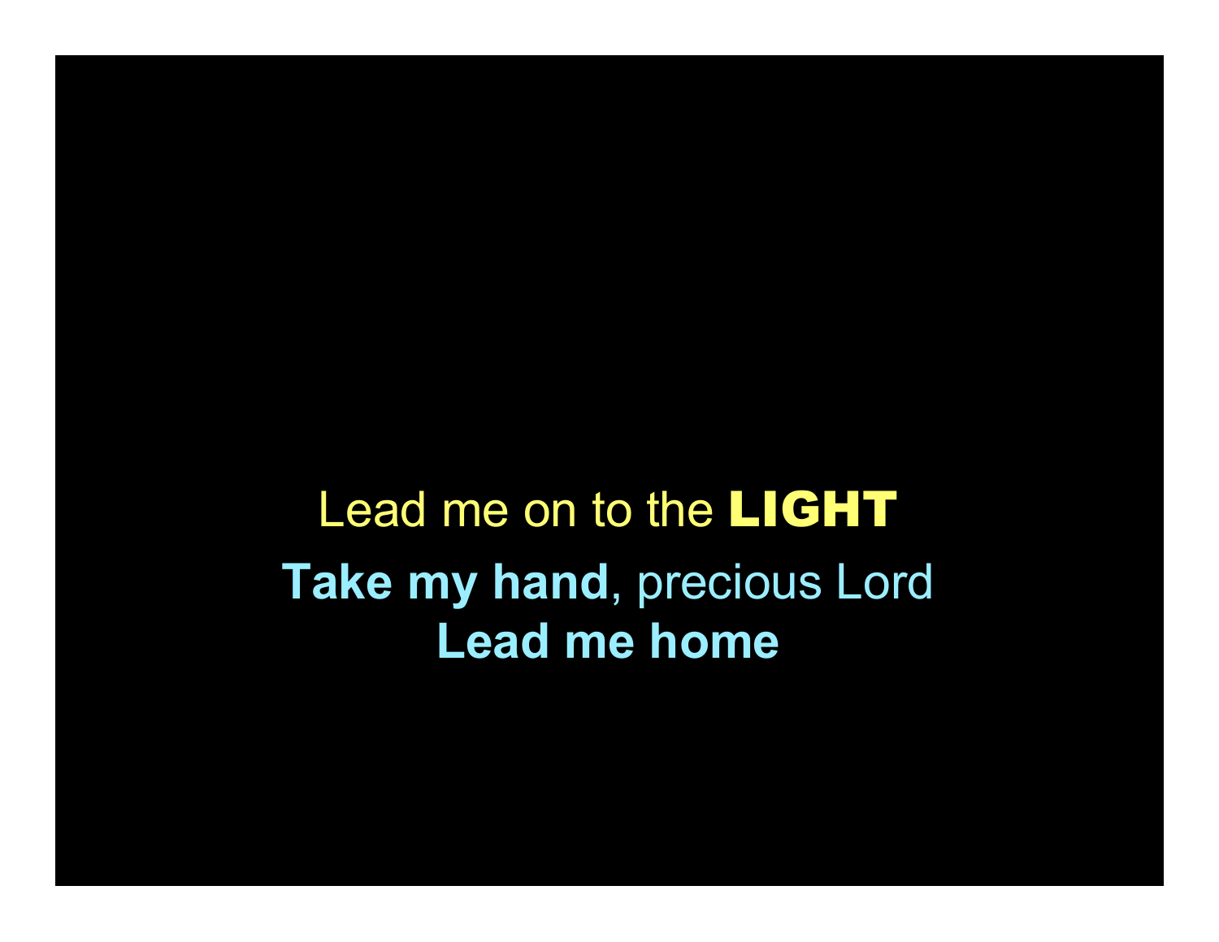Lead me on to the **LIGHT**

**Take my hand**, precious Lord

**Lead me home**